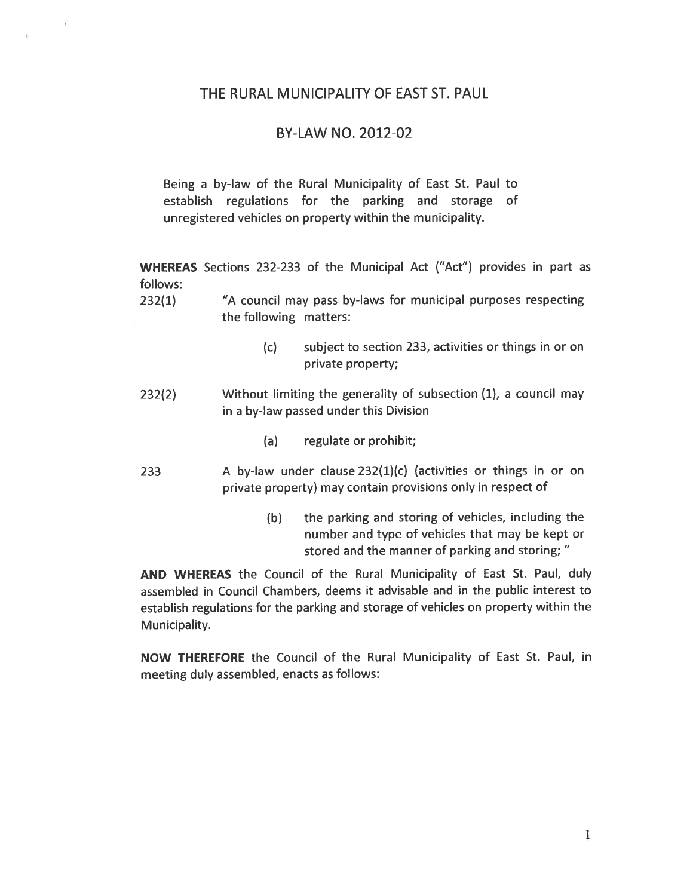# THE RURAL MUNICIPALITY OF EAST ST. PAUL

## BY-LAW NO. 2012-02

Being a by-law of the Rural Municipality of East St. Paul to establish regulations for the parking and storage of unregistered vehicles on property within the municipality.

**WHEREAS** Sections 232-233 of the Municipal Act ("Act") provides in part as follows:

232(1) "A council may pass by-laws for municipal purposes respecting the following matters:

> (c) subject to section 233, activities or things in or on private property;

232(2) Without limiting the generality of subsection (1), a council may in a by-law passed under this Division

> (a) regulate or prohibit;

233 A by-law under clause 232(1)(c) (activities or things in or on private property) may contain provisions only in respect of

> (b) the parking and storing of vehicles, including the number and type of vehicles that may be kept or stored and the manner of parking and storing; "

**AND WHEREAS** the Council of the Rural Municipality of East St. Paul, duly assembled in Council Chambers, deems it advisable and in the public interest to establish regulations for the parking and storage of vehicles on property within the Municipality.

**NOW THEREFORE** the Council of the Rural Municipality of East St. Paul, in meeting duly assembled, enacts as follows: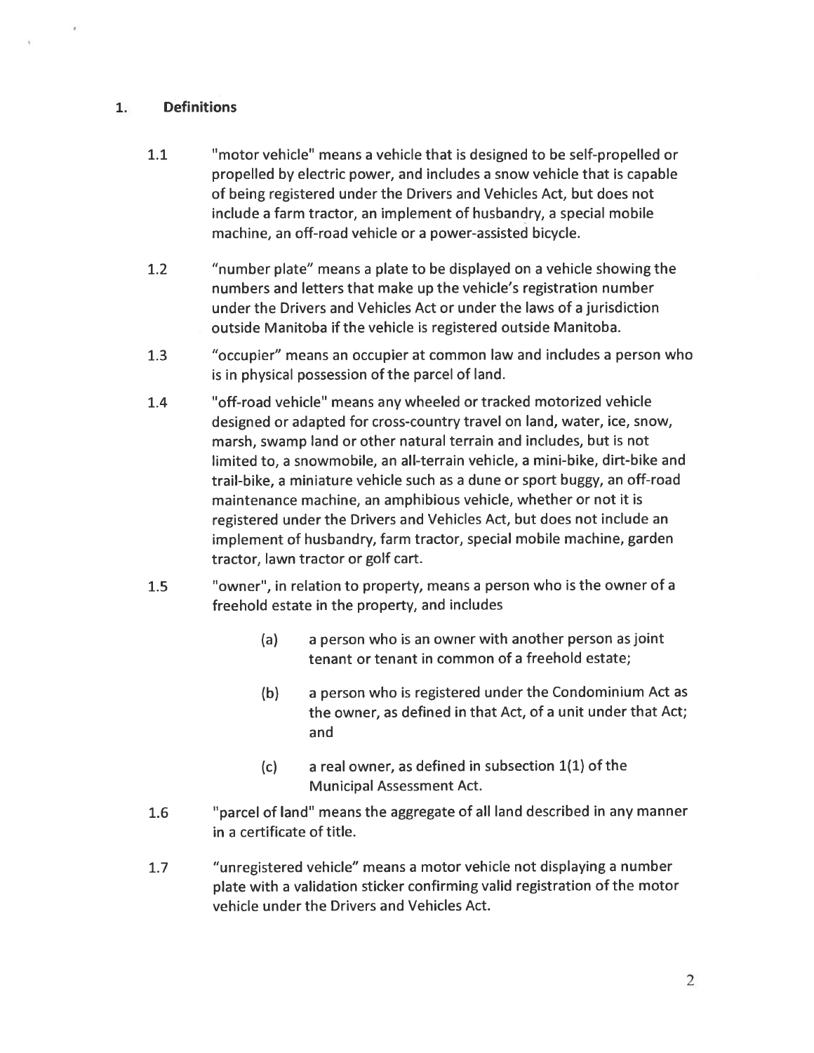## 1. Definitions

1.1 "motor vehicle" means a vehicle that is designed to be self-propelled or propelled by electric power, and includes a snow vehicle that is capable of being registered under the Drivers and Vehicles Act, but does not include a farm tractor, an implement of husbandry, a special mobile machine, an off-road vehicle or a power-assisted bicycle.

1.2 "number plate" means a plate to be displayed on a vehicle showing the numbers and letters that make up the vehicle's registration number under the Drivers and Vehicles Act or under the laws of a jurisdiction outside Manitoba if the vehicle is registered outside Manitoba.

1.3 "occupier" means an occupier at common law and includes a person who is in physical possession of the parcel of land.

1.4 "off-road vehicle" means any wheeled or tracked motorized vehicle designed or adapted for cross-country travel on land, water, ice, snow, marsh, swamp land or other natural terrain and includes, but is not limited to, a snowmobile, an all-terrain vehicle, a mini-bike, dirt-bike and trail-bike, a miniature vehicle such as a dune or sport buggy, an off-road maintenance machine, an amphibious vehicle, whether or not it is registered under the Drivers and Vehicles Act, but does not include an implement of husbandry, farm tractor, special mobile machine, garden tractor, lawn tractor or golf cart.

1.5 "owner", in relation to property, means a person who is the owner of a freehold estate in the property, and includes

- (a) a person who is an owner with another person as joint tenant or tenant in common of a freehold estate;
- (b) a person who is registered under the Condominium Act as the owner, as defined in that Act, of a unit under that Act; and
- (c) a real owner, as defined in subsection 1(1) of the Municipal Assessment Act.

1.6 "parcel of land" means the aggregate of all land described in any manner in a certificate of title.

1.7 "unregistered vehicle" means a motor vehicle not displaying a number plate with a validation sticker confirming valid registration of the motor vehicle under the Drivers and Vehicles Act.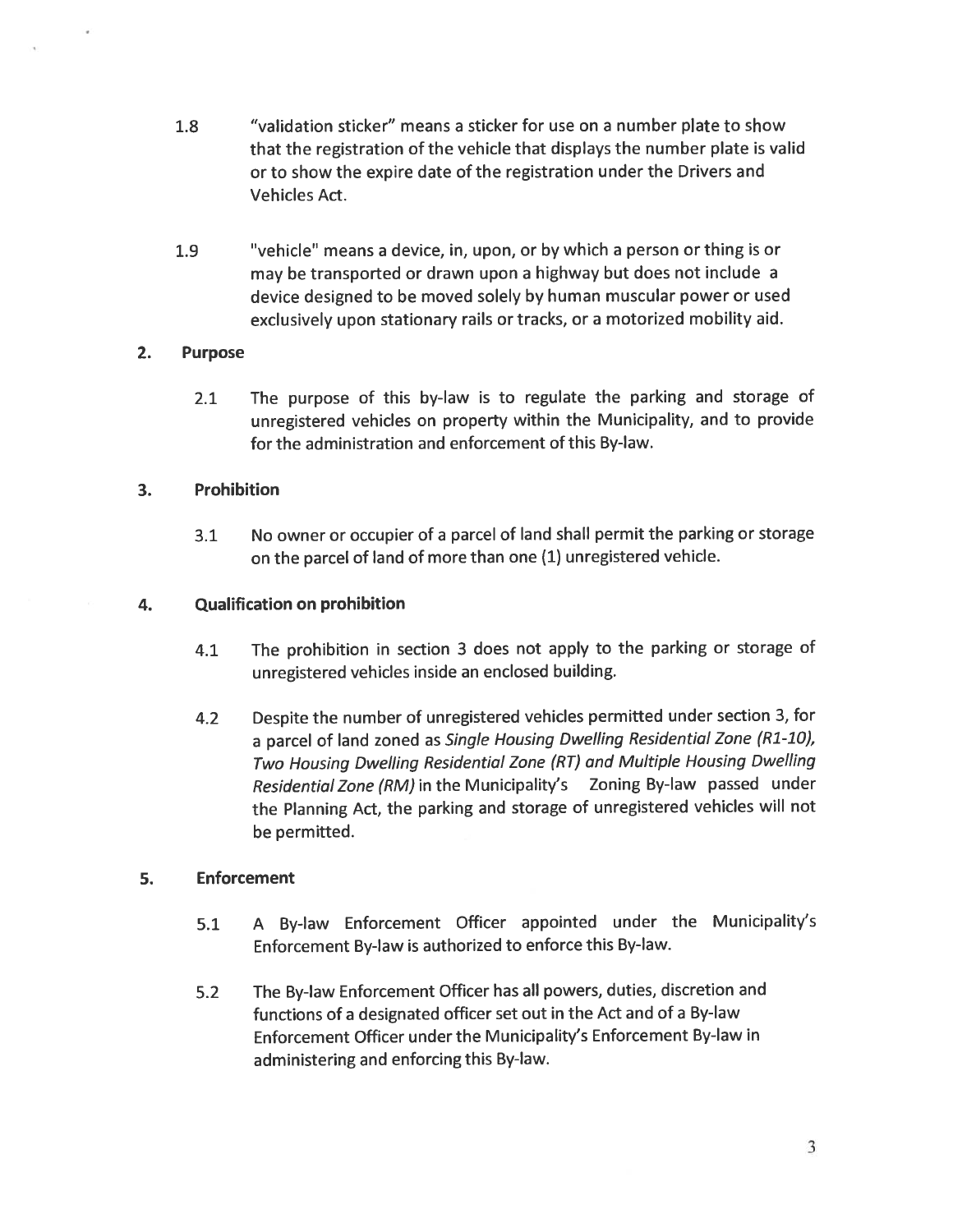1.8 "validation sticker" means a sticker for use on a number plate to show that the registration of the vehicle that displays the number plate is valid or to show the expire date of the registration under the Drivers and Vehicles Act.

1.9 "vehicle" means a device, in, upon, or by which a person or thing is or may be transported or drawn upon a highway but does not include a device designed to be moved solely by human muscular power or used exclusively upon stationary rails or tracks, or a motorized mobility aid.

## 2. Purpose

2.1 The purpose of this by-law is to regulate the parking and storage of unregistered vehicles on property within the Municipality, and to provide for the administration and enforcement of this By-law.

## 3. Prohibition

3.1 No owner or occupier of a parcel of land shall permit the parking or storage on the parcel of land of more than one (1) unregistered vehicle.

## 4. Qualification on prohibition

4.1 The prohibition in section 3 does not apply to the parking or storage of unregistered vehicles inside an enclosed building.

4.2 Despite the number of unregistered vehicles permitted under section 3, for a parcel of land zoned as *Single Housing Dwelling Residential Zone (R1-10), Two Housing Dwelling Residential Zone (RT) and Multiple Housing Dwelling Residential Zone (RM)* in the Municipality's Zoning By-law passed under the Planning Act, the parking and storage of unregistered vehicles will not be permitted.

## 5. Enforcement

5.1 A By-law Enforcement Officer appointed under the Municipality's Enforcement By-law is authorized to enforce this By-law.

5.2 The By-law Enforcement Officer has all powers, duties, discretion and functions of a designated officer set out in the Act and of a By-law Enforcement Officer under the Municipality's Enforcement By-law in administering and enforcing this By-law.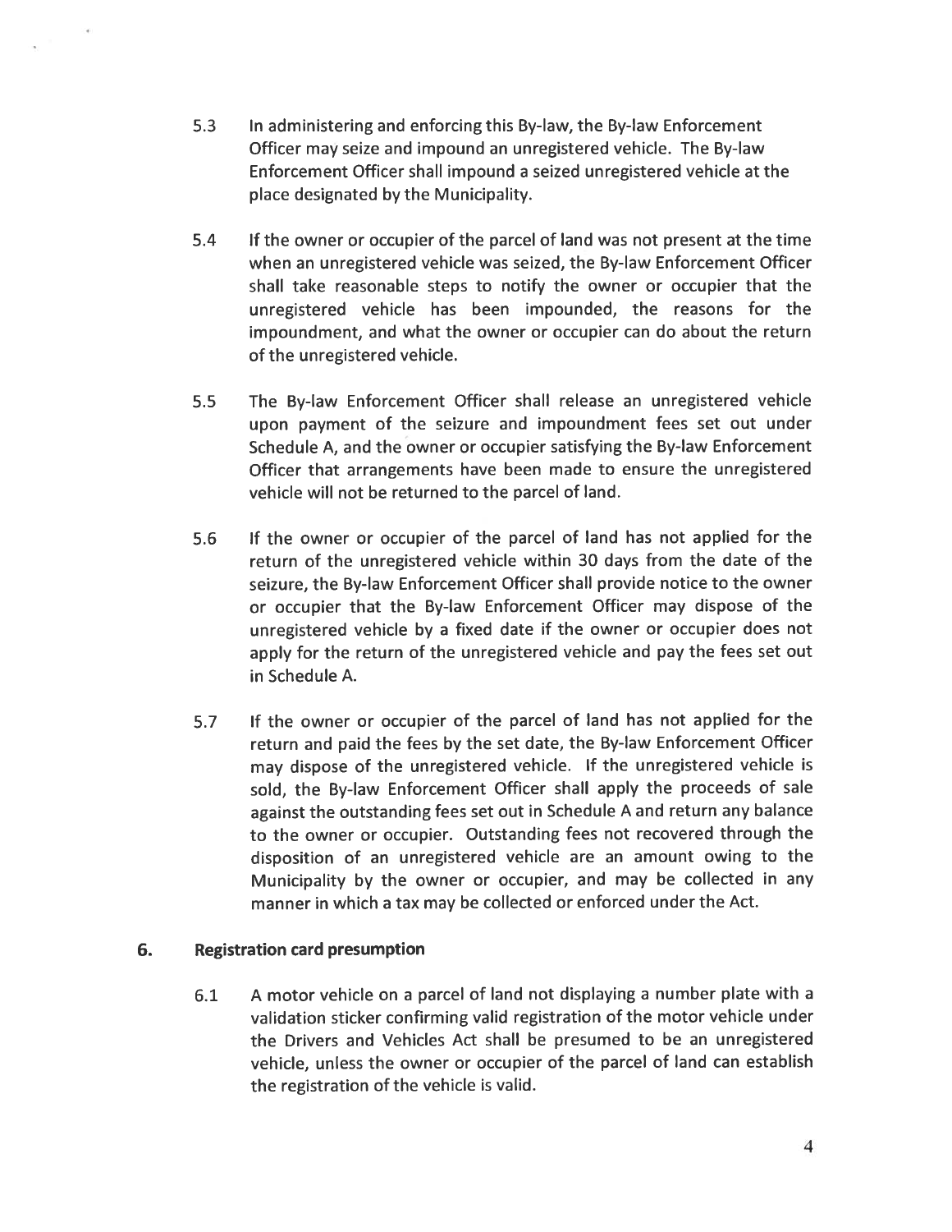5.3 In administering and enforcing this By-law, the By-law Enforcement Officer may seize and impound an unregistered vehicle. The By-law Enforcement Officer shall impound a seized unregistered vehicle at the place designated by the Municipality.

5.4 If the owner or occupier of the parcel of land was not present at the time when an unregistered vehicle was seized, the By-law Enforcement Officer shall take reasonable steps to notify the owner or occupier that the unregistered vehicle has been impounded, the reasons for the impoundment, and what the owner or occupier can do about the return of the unregistered vehicle.

5.5 The By-law Enforcement Officer shall release an unregistered vehicle upon payment of the seizure and impoundment fees set out under Schedule A, and the owner or occupier satisfying the By-law Enforcement Officer that arrangements have been made to ensure the unregistered vehicle will not be returned to the parcel of land.

5.6 If the owner or occupier of the parcel of land has not applied for the return of the unregistered vehicle within 30 days from the date of the seizure, the By-law Enforcement Officer shall provide notice to the owner or occupier that the By-law Enforcement Officer may dispose of the unregistered vehicle by a fixed date if the owner or occupier does not apply for the return of the unregistered vehicle and pay the fees set out in Schedule A.

5.7 If the owner or occupier of the parcel of land has not applied for the return and paid the fees by the set date, the By-law Enforcement Officer may dispose of the unregistered vehicle. If the unregistered vehicle is sold, the By-law Enforcement Officer shall apply the proceeds of sale against the outstanding fees set out in Schedule A and return any balance to the owner or occupier. Outstanding fees not recovered through the disposition of an unregistered vehicle are an amount owing to the Municipality by the owner or occupier, and may be collected in any manner in which a tax may be collected or enforced under the Act.

## 6. Registration card presumption

6.1 A motor vehicle on a parcel of land not displaying a number plate with a validation sticker confirming valid registration of the motor vehicle under the Drivers and Vehicles Act shall be presumed to be an unregistered vehicle, unless the owner or occupier of the parcel of land can establish the registration of the vehicle is valid.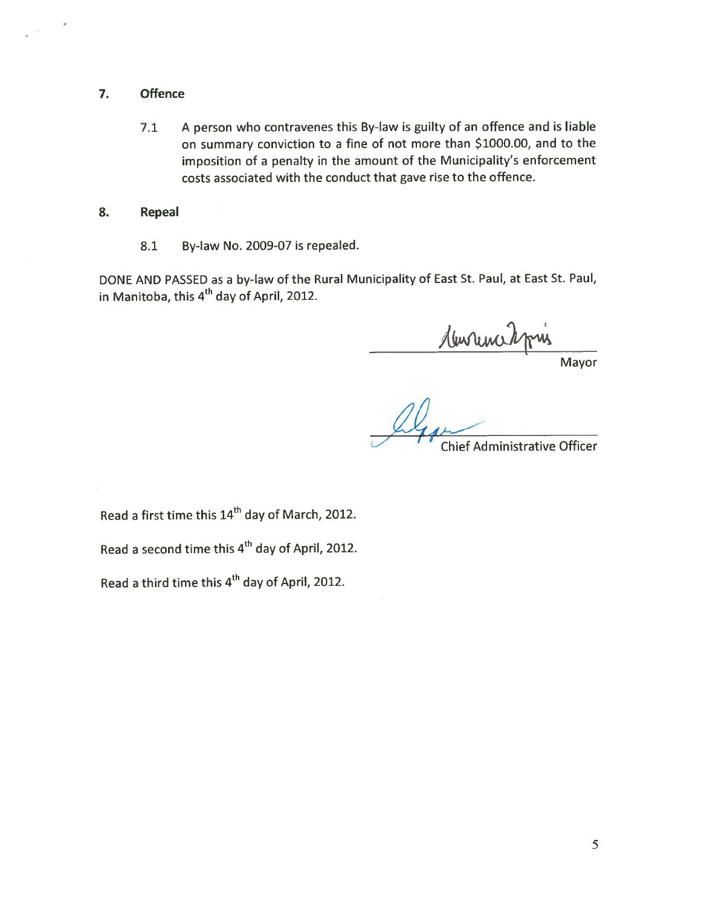## 7. Offence

7.1 A person who contravenes this By-law is guilty of an offence and is liable on summary conviction to a fine of not more than $1000.00, and to the imposition of a penalty in the amount of the Municipality's enforcement costs associated with the conduct that gave rise to the offence.

## 8. Repeal

8.1 By-law No. 2009-07 is repealed.

DONE AND PASSED as a by-law of the Rural Municipality of East St. Paul, at East St. Paul, in Manitoba, this 4th day of April, 2012.

Mayor

Chief Administrative Officer

Read a first time this 14th day of March, 2012.

Read a second time this 4th day of April, 2012.

Read a third time this 4th day of April, 2012.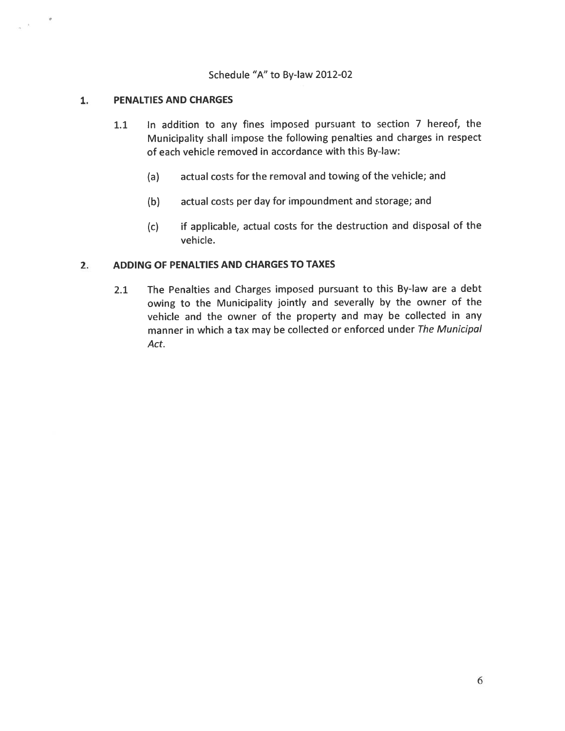Schedule "A" to By-law 2012-02

## 1. PENALTIES AND CHARGES

1.1 In addition to any fines imposed pursuant to section 7 hereof, the Municipality shall impose the following penalties and charges in respect of each vehicle removed in accordance with this By-law:

(a) actual costs for the removal and towing of the vehicle; and

(b) actual costs per day for impoundment and storage; and

(c) if applicable, actual costs for the destruction and disposal of the vehicle.

## 2. ADDING OF PENALTIES AND CHARGES TO TAXES

2.1 The Penalties and Charges imposed pursuant to this By-law are a debt owing to the Municipality jointly and severally by the owner of the vehicle and the owner of the property and may be collected in any manner in which a tax may be collected or enforced under *The Municipal Act*.